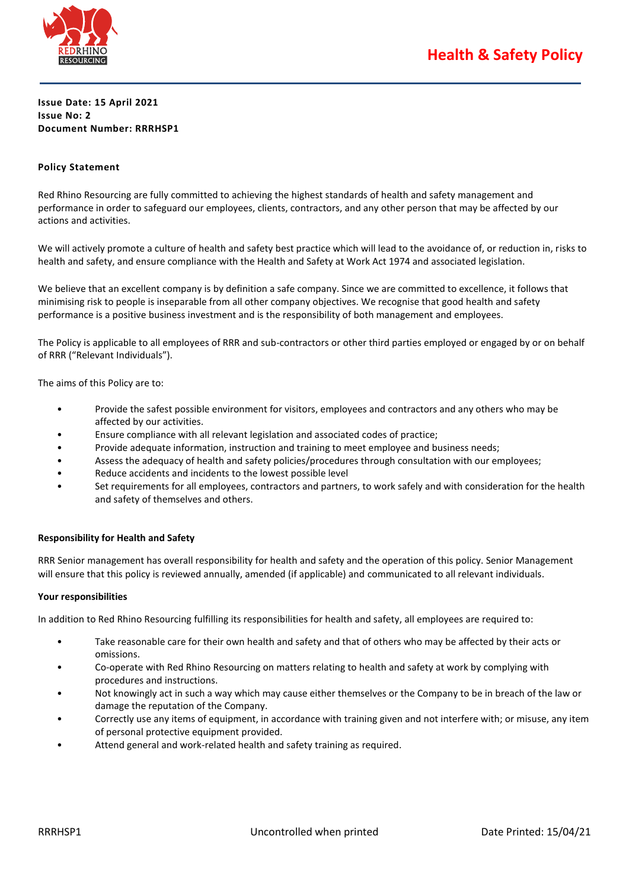# Health & Safety Policy

**Issue Date: 15 April 2021**
**Issue No: 2**
**Document Number: RRRHSP1**

**Policy Statement**

Red Rhino Resourcing are fully committed to achieving the highest standards of health and safety management and performance in order to safeguard our employees, clients, contractors, and any other person that may be affected by our actions and activities.

We will actively promote a culture of health and safety best practice which will lead to the avoidance of, or reduction in, risks to health and safety, and ensure compliance with the Health and Safety at Work Act 1974 and associated legislation.

We believe that an excellent company is by definition a safe company. Since we are committed to excellence, it follows that minimising risk to people is inseparable from all other company objectives. We recognise that good health and safety performance is a positive business investment and is the responsibility of both management and employees.

The Policy is applicable to all employees of RRR and sub-contractors or other third parties employed or engaged by or on behalf of RRR ("Relevant Individuals").

The aims of this Policy are to:

- Provide the safest possible environment for visitors, employees and contractors and any others who may be affected by our activities.
- Ensure compliance with all relevant legislation and associated codes of practice;
- Provide adequate information, instruction and training to meet employee and business needs;
- Assess the adequacy of health and safety policies/procedures through consultation with our employees;
- Reduce accidents and incidents to the lowest possible level
- Set requirements for all employees, contractors and partners, to work safely and with consideration for the health and safety of themselves and others.

**Responsibility for Health and Safety**

RRR Senior management has overall responsibility for health and safety and the operation of this policy. Senior Management will ensure that this policy is reviewed annually, amended (if applicable) and communicated to all relevant individuals.

**Your responsibilities**

In addition to Red Rhino Resourcing fulfilling its responsibilities for health and safety, all employees are required to:

- Take reasonable care for their own health and safety and that of others who may be affected by their acts or omissions.
- Co-operate with Red Rhino Resourcing on matters relating to health and safety at work by complying with procedures and instructions.
- Not knowingly act in such a way which may cause either themselves or the Company to be in breach of the law or damage the reputation of the Company.
- Correctly use any items of equipment, in accordance with training given and not interfere with; or misuse, any item of personal protective equipment provided.
- Attend general and work-related health and safety training as required.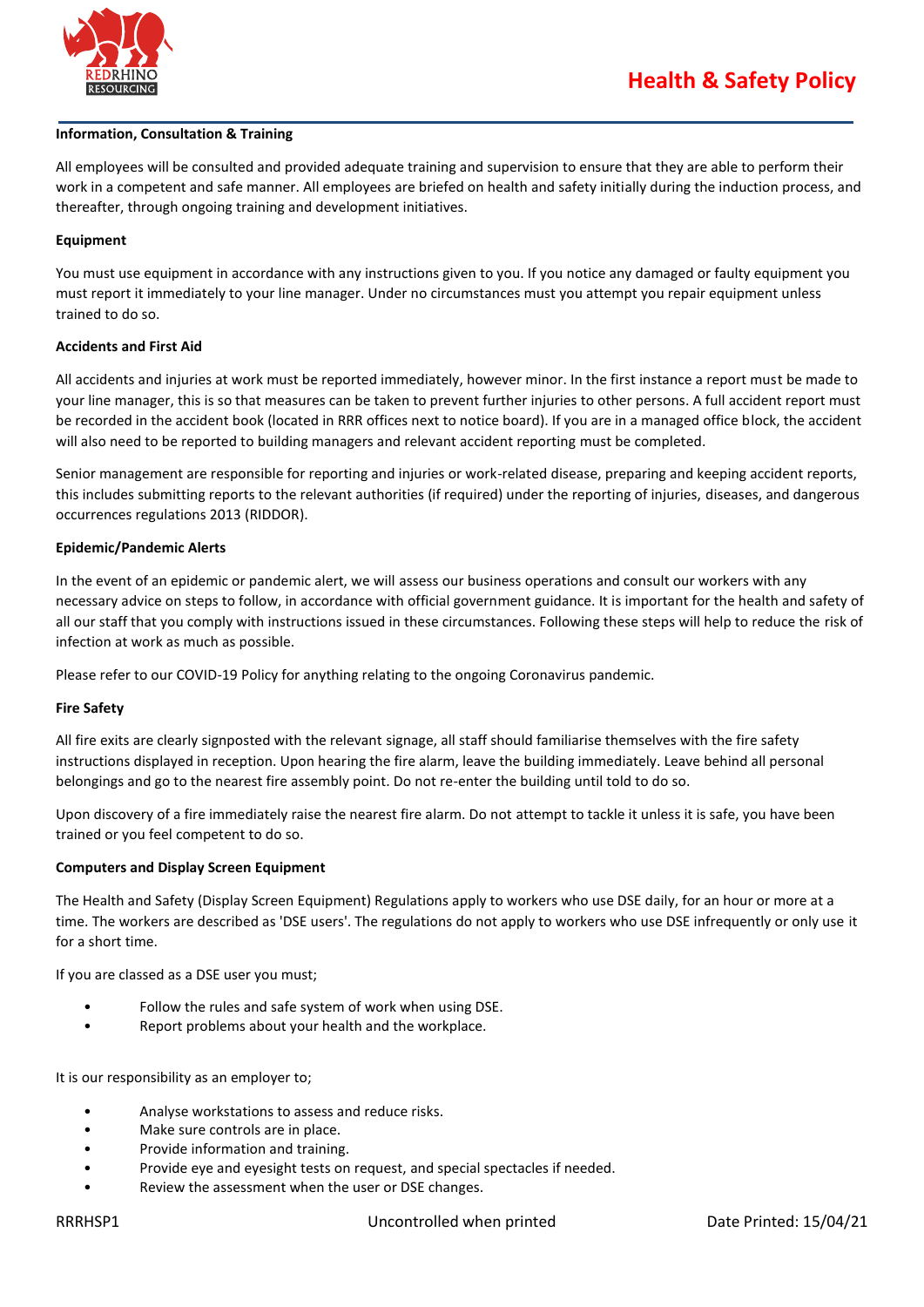**Information, Consultation & Training**

All employees will be consulted and provided adequate training and supervision to ensure that they are able to perform their work in a competent and safe manner. All employees are briefed on health and safety initially during the induction process, and thereafter, through ongoing training and development initiatives.

**Equipment**

You must use equipment in accordance with any instructions given to you. If you notice any damaged or faulty equipment you must report it immediately to your line manager. Under no circumstances must you attempt you repair equipment unless trained to do so.

**Accidents and First Aid**

All accidents and injuries at work must be reported immediately, however minor. In the first instance a report must be made to your line manager, this is so that measures can be taken to prevent further injuries to other persons. A full accident report must be recorded in the accident book (located in RRR offices next to notice board). If you are in a managed office block, the accident will also need to be reported to building managers and relevant accident reporting must be completed.

Senior management are responsible for reporting and injuries or work-related disease, preparing and keeping accident reports, this includes submitting reports to the relevant authorities (if required) under the reporting of injuries, diseases, and dangerous occurrences regulations 2013 (RIDDOR).

**Epidemic/Pandemic Alerts**

In the event of an epidemic or pandemic alert, we will assess our business operations and consult our workers with any necessary advice on steps to follow, in accordance with official government guidance. It is important for the health and safety of all our staff that you comply with instructions issued in these circumstances. Following these steps will help to reduce the risk of infection at work as much as possible.

Please refer to our COVID-19 Policy for anything relating to the ongoing Coronavirus pandemic.

**Fire Safety**

All fire exits are clearly signposted with the relevant signage, all staff should familiarise themselves with the fire safety instructions displayed in reception. Upon hearing the fire alarm, leave the building immediately. Leave behind all personal belongings and go to the nearest fire assembly point. Do not re-enter the building until told to do so.

Upon discovery of a fire immediately raise the nearest fire alarm. Do not attempt to tackle it unless it is safe, you have been trained or you feel competent to do so.

**Computers and Display Screen Equipment**

The Health and Safety (Display Screen Equipment) Regulations apply to workers who use DSE daily, for an hour or more at a time. The workers are described as 'DSE users'. The regulations do not apply to workers who use DSE infrequently or only use it for a short time.

If you are classed as a DSE user you must;

- Follow the rules and safe system of work when using DSE.
- Report problems about your health and the workplace.

It is our responsibility as an employer to;

- Analyse workstations to assess and reduce risks.
- Make sure controls are in place.
- Provide information and training.
- Provide eye and eyesight tests on request, and special spectacles if needed.
- Review the assessment when the user or DSE changes.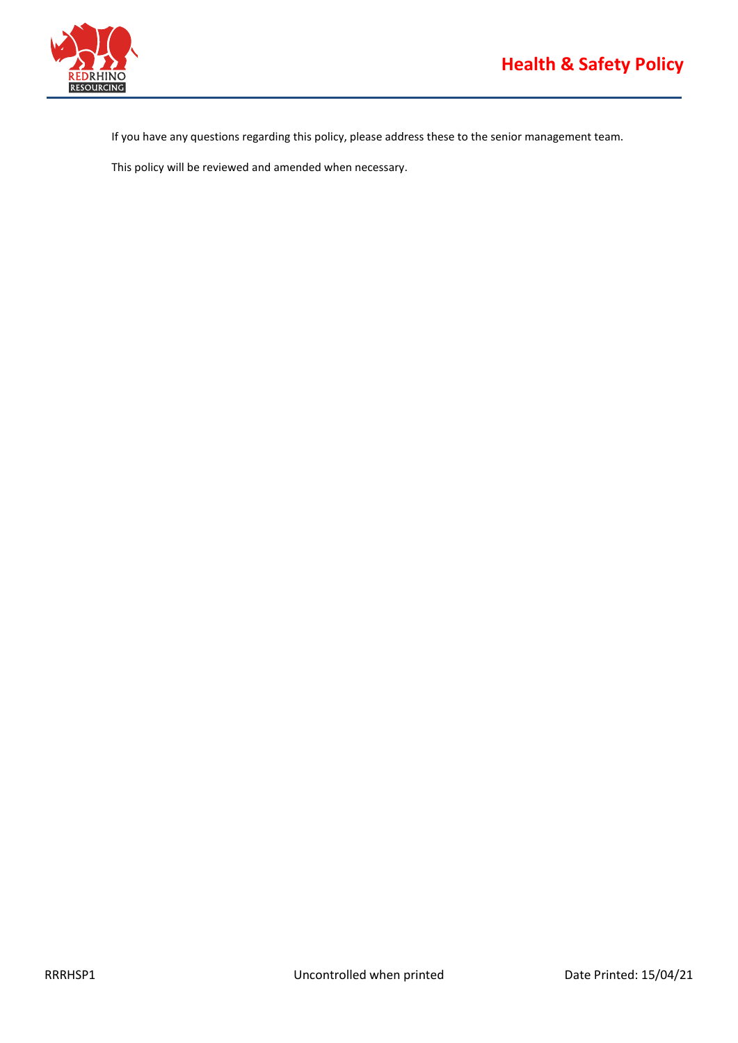If you have any questions regarding this policy, please address these to the senior management team.

This policy will be reviewed and amended when necessary.